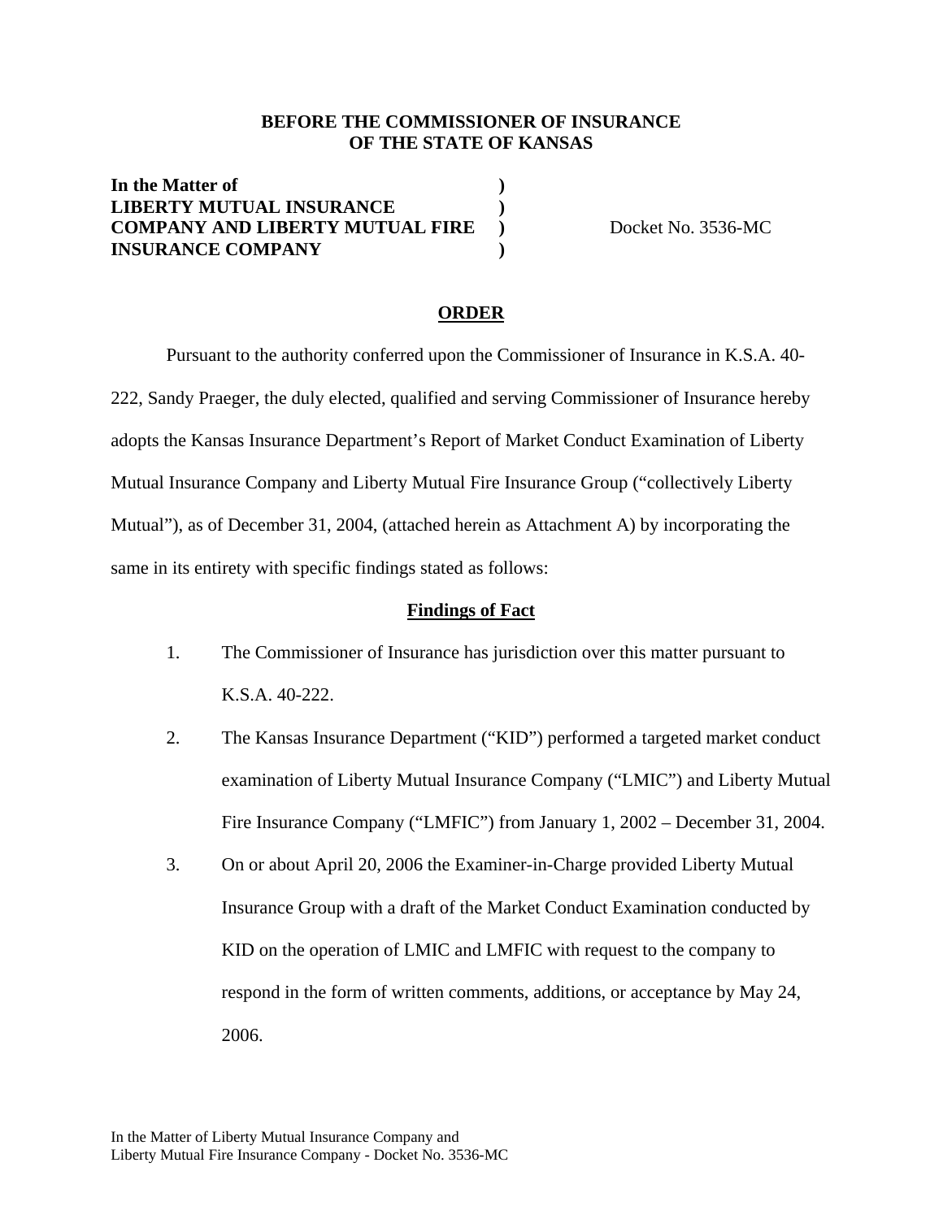**BEFORE THE COMMISSIONER OF INSURANCE**
**OF THE STATE OF KANSAS**

| | | |
|---|---|---|
| **In the Matter of** | **)** | |
| **LIBERTY MUTUAL INSURANCE** | **)** | |
| **COMPANY AND LIBERTY MUTUAL FIRE** | **)** | Docket No. 3536-MC |
| **INSURANCE COMPANY** | **)** | |

## ORDER

Pursuant to the authority conferred upon the Commissioner of Insurance in K.S.A. 40-222, Sandy Praeger, the duly elected, qualified and serving Commissioner of Insurance hereby adopts the Kansas Insurance Department's Report of Market Conduct Examination of Liberty Mutual Insurance Company and Liberty Mutual Fire Insurance Group ("collectively Liberty Mutual"), as of December 31, 2004, (attached herein as Attachment A) by incorporating the same in its entirety with specific findings stated as follows:

### Findings of Fact

1. The Commissioner of Insurance has jurisdiction over this matter pursuant to K.S.A. 40-222.

2. The Kansas Insurance Department ("KID") performed a targeted market conduct examination of Liberty Mutual Insurance Company ("LMIC") and Liberty Mutual Fire Insurance Company ("LMFIC") from January 1, 2002 – December 31, 2004.

3. On or about April 20, 2006 the Examiner-in-Charge provided Liberty Mutual Insurance Group with a draft of the Market Conduct Examination conducted by KID on the operation of LMIC and LMFIC with request to the company to respond in the form of written comments, additions, or acceptance by May 24, 2006.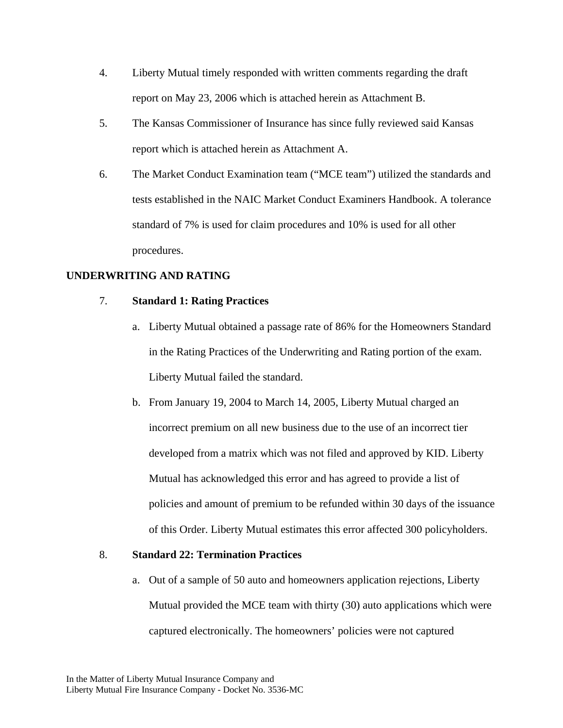4. Liberty Mutual timely responded with written comments regarding the draft report on May 23, 2006 which is attached herein as Attachment B.

5. The Kansas Commissioner of Insurance has since fully reviewed said Kansas report which is attached herein as Attachment A.

6. The Market Conduct Examination team ("MCE team") utilized the standards and tests established in the NAIC Market Conduct Examiners Handbook. A tolerance standard of 7% is used for claim procedures and 10% is used for all other procedures.

**UNDERWRITING AND RATING**

7. **Standard 1: Rating Practices**

   a. Liberty Mutual obtained a passage rate of 86% for the Homeowners Standard in the Rating Practices of the Underwriting and Rating portion of the exam. Liberty Mutual failed the standard.

   b. From January 19, 2004 to March 14, 2005, Liberty Mutual charged an incorrect premium on all new business due to the use of an incorrect tier developed from a matrix which was not filed and approved by KID. Liberty Mutual has acknowledged this error and has agreed to provide a list of policies and amount of premium to be refunded within 30 days of the issuance of this Order. Liberty Mutual estimates this error affected 300 policyholders.

8. **Standard 22: Termination Practices**

   a. Out of a sample of 50 auto and homeowners application rejections, Liberty Mutual provided the MCE team with thirty (30) auto applications which were captured electronically. The homeowners' policies were not captured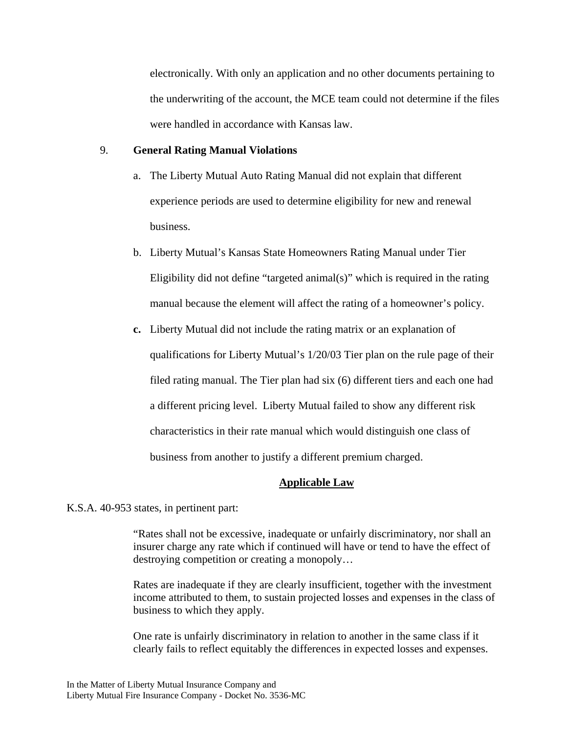electronically. With only an application and no other documents pertaining to the underwriting of the account, the MCE team could not determine if the files were handled in accordance with Kansas law.

9. **General Rating Manual Violations**

   a. The Liberty Mutual Auto Rating Manual did not explain that different experience periods are used to determine eligibility for new and renewal business.

   b. Liberty Mutual's Kansas State Homeowners Rating Manual under Tier Eligibility did not define "targeted animal(s)" which is required in the rating manual because the element will affect the rating of a homeowner's policy.

   **c.** Liberty Mutual did not include the rating matrix or an explanation of qualifications for Liberty Mutual's 1/20/03 Tier plan on the rule page of their filed rating manual. The Tier plan had six (6) different tiers and each one had a different pricing level. Liberty Mutual failed to show any different risk characteristics in their rate manual which would distinguish one class of business from another to justify a different premium charged.

## Applicable Law

K.S.A. 40-953 states, in pertinent part:

> "Rates shall not be excessive, inadequate or unfairly discriminatory, nor shall an insurer charge any rate which if continued will have or tend to have the effect of destroying competition or creating a monopoly…
>
> Rates are inadequate if they are clearly insufficient, together with the investment income attributed to them, to sustain projected losses and expenses in the class of business to which they apply.
>
> One rate is unfairly discriminatory in relation to another in the same class if it clearly fails to reflect equitably the differences in expected losses and expenses.

In the Matter of Liberty Mutual Insurance Company and Liberty Mutual Fire Insurance Company - Docket No. 3536-MC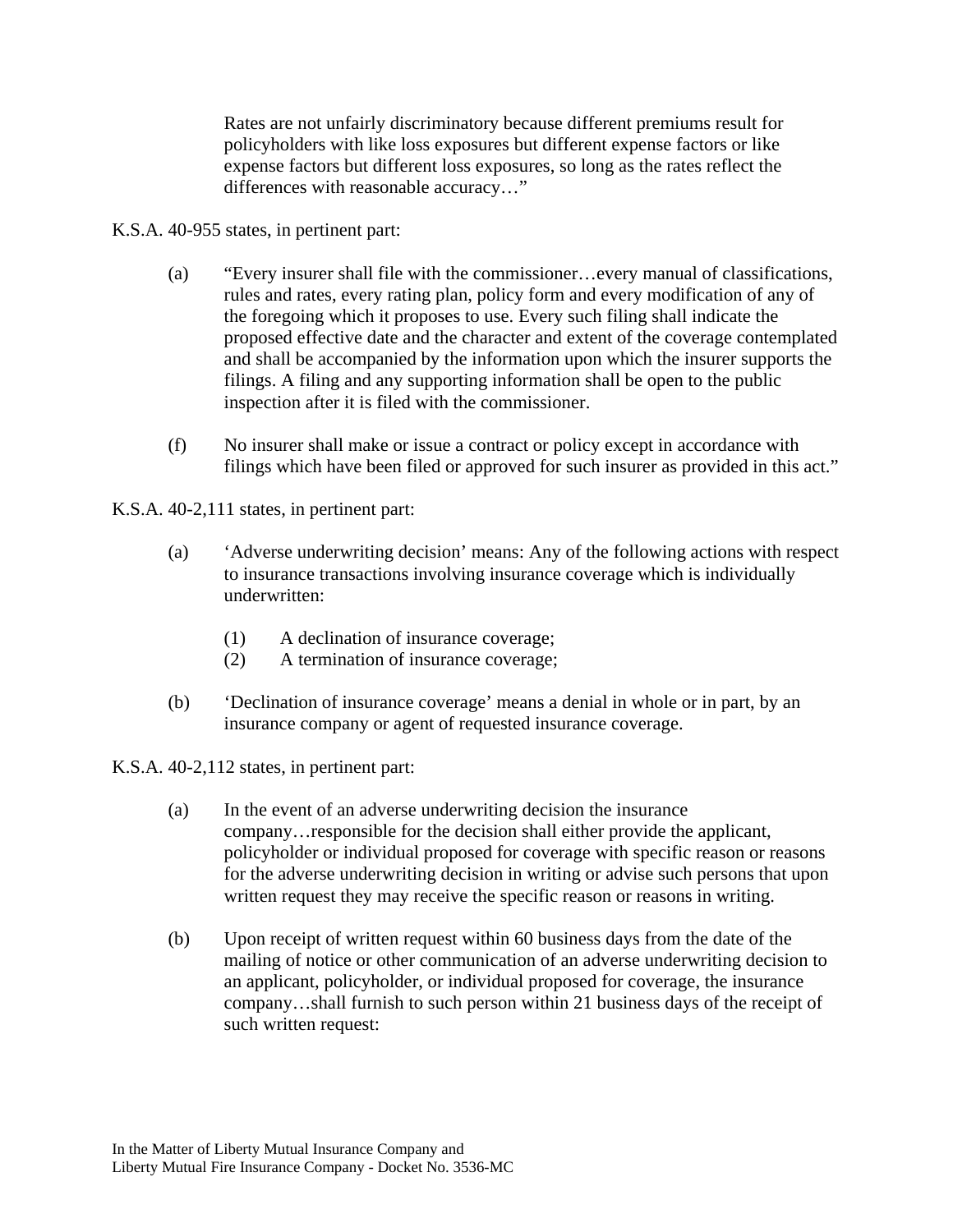Rates are not unfairly discriminatory because different premiums result for policyholders with like loss exposures but different expense factors or like expense factors but different loss exposures, so long as the rates reflect the differences with reasonable accuracy…"

K.S.A. 40-955 states, in pertinent part:

(a) "Every insurer shall file with the commissioner…every manual of classifications, rules and rates, every rating plan, policy form and every modification of any of the foregoing which it proposes to use. Every such filing shall indicate the proposed effective date and the character and extent of the coverage contemplated and shall be accompanied by the information upon which the insurer supports the filings. A filing and any supporting information shall be open to the public inspection after it is filed with the commissioner.

(f) No insurer shall make or issue a contract or policy except in accordance with filings which have been filed or approved for such insurer as provided in this act."

K.S.A. 40-2,111 states, in pertinent part:

(a) 'Adverse underwriting decision' means: Any of the following actions with respect to insurance transactions involving insurance coverage which is individually underwritten:

  (1) A declination of insurance coverage;
  (2) A termination of insurance coverage;

(b) 'Declination of insurance coverage' means a denial in whole or in part, by an insurance company or agent of requested insurance coverage.

K.S.A. 40-2,112 states, in pertinent part:

(a) In the event of an adverse underwriting decision the insurance company…responsible for the decision shall either provide the applicant, policyholder or individual proposed for coverage with specific reason or reasons for the adverse underwriting decision in writing or advise such persons that upon written request they may receive the specific reason or reasons in writing.

(b) Upon receipt of written request within 60 business days from the date of the mailing of notice or other communication of an adverse underwriting decision to an applicant, policyholder, or individual proposed for coverage, the insurance company…shall furnish to such person within 21 business days of the receipt of such written request: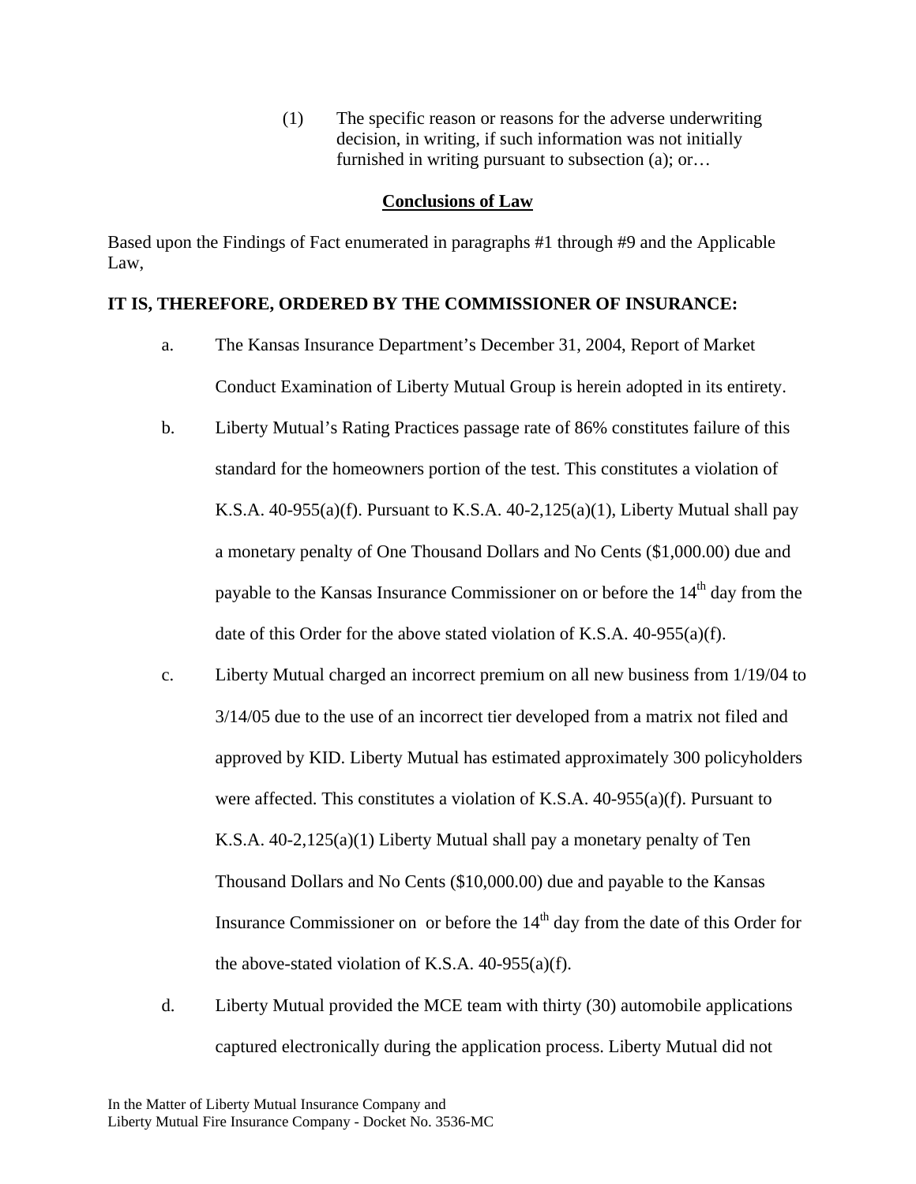(1) The specific reason or reasons for the adverse underwriting decision, in writing, if such information was not initially furnished in writing pursuant to subsection (a); or…

## Conclusions of Law

Based upon the Findings of Fact enumerated in paragraphs #1 through #9 and the Applicable Law,

**IT IS, THEREFORE, ORDERED BY THE COMMISSIONER OF INSURANCE:**

a. The Kansas Insurance Department's December 31, 2004, Report of Market Conduct Examination of Liberty Mutual Group is herein adopted in its entirety.

b. Liberty Mutual's Rating Practices passage rate of 86% constitutes failure of this standard for the homeowners portion of the test. This constitutes a violation of K.S.A. 40-955(a)(f). Pursuant to K.S.A. 40-2,125(a)(1), Liberty Mutual shall pay a monetary penalty of One Thousand Dollars and No Cents ($1,000.00) due and payable to the Kansas Insurance Commissioner on or before the 14th day from the date of this Order for the above stated violation of K.S.A. 40-955(a)(f).

c. Liberty Mutual charged an incorrect premium on all new business from 1/19/04 to 3/14/05 due to the use of an incorrect tier developed from a matrix not filed and approved by KID. Liberty Mutual has estimated approximately 300 policyholders were affected. This constitutes a violation of K.S.A. 40-955(a)(f). Pursuant to K.S.A. 40-2,125(a)(1) Liberty Mutual shall pay a monetary penalty of Ten Thousand Dollars and No Cents ($10,000.00) due and payable to the Kansas Insurance Commissioner on or before the 14th day from the date of this Order for the above-stated violation of K.S.A. 40-955(a)(f).

d. Liberty Mutual provided the MCE team with thirty (30) automobile applications captured electronically during the application process. Liberty Mutual did not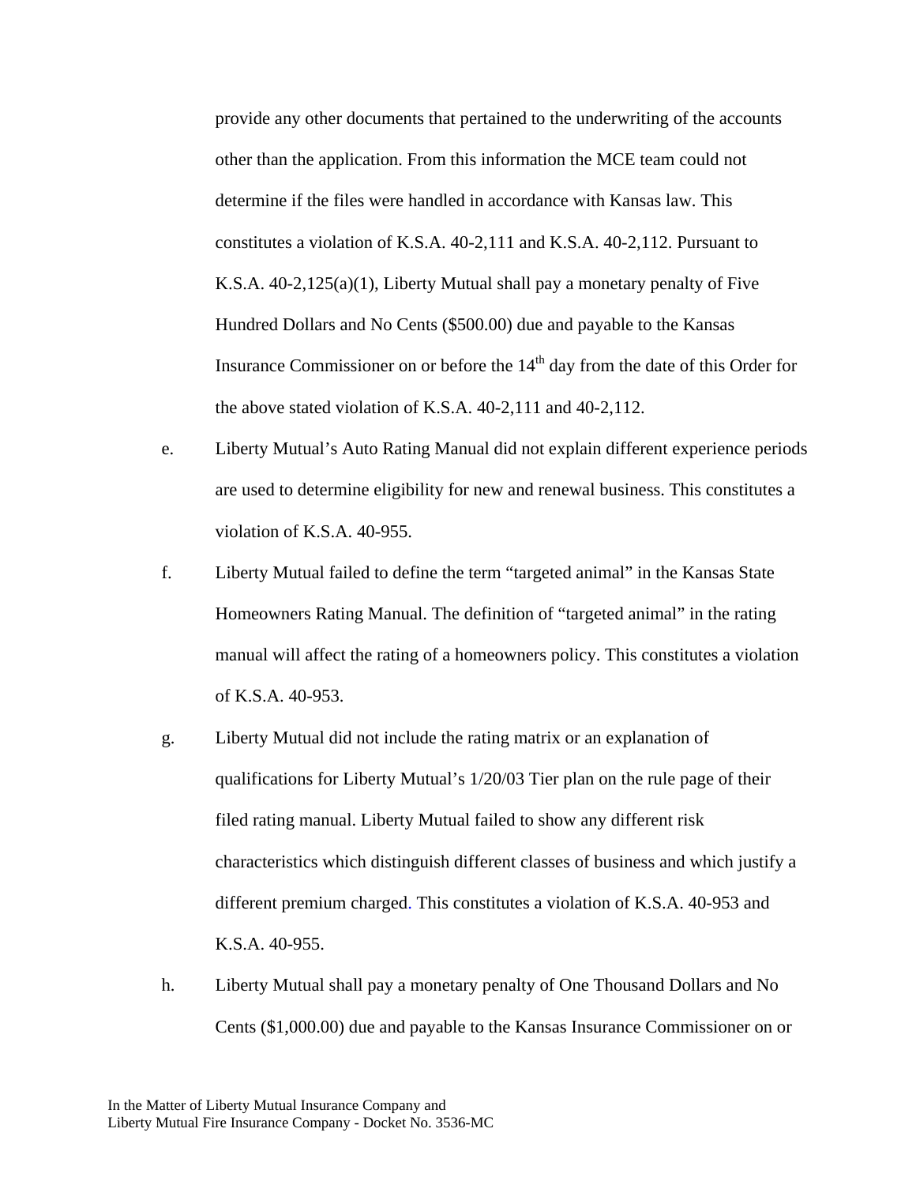provide any other documents that pertained to the underwriting of the accounts other than the application. From this information the MCE team could not determine if the files were handled in accordance with Kansas law. This constitutes a violation of K.S.A. 40-2,111 and K.S.A. 40-2,112. Pursuant to K.S.A. 40-2,125(a)(1), Liberty Mutual shall pay a monetary penalty of Five Hundred Dollars and No Cents ($500.00) due and payable to the Kansas Insurance Commissioner on or before the 14th day from the date of this Order for the above stated violation of K.S.A. 40-2,111 and 40-2,112.

e. Liberty Mutual's Auto Rating Manual did not explain different experience periods are used to determine eligibility for new and renewal business. This constitutes a violation of K.S.A. 40-955.

f. Liberty Mutual failed to define the term "targeted animal" in the Kansas State Homeowners Rating Manual. The definition of "targeted animal" in the rating manual will affect the rating of a homeowners policy. This constitutes a violation of K.S.A. 40-953.

g. Liberty Mutual did not include the rating matrix or an explanation of qualifications for Liberty Mutual's 1/20/03 Tier plan on the rule page of their filed rating manual. Liberty Mutual failed to show any different risk characteristics which distinguish different classes of business and which justify a different premium charged. This constitutes a violation of K.S.A. 40-953 and K.S.A. 40-955.

h. Liberty Mutual shall pay a monetary penalty of One Thousand Dollars and No Cents ($1,000.00) due and payable to the Kansas Insurance Commissioner on or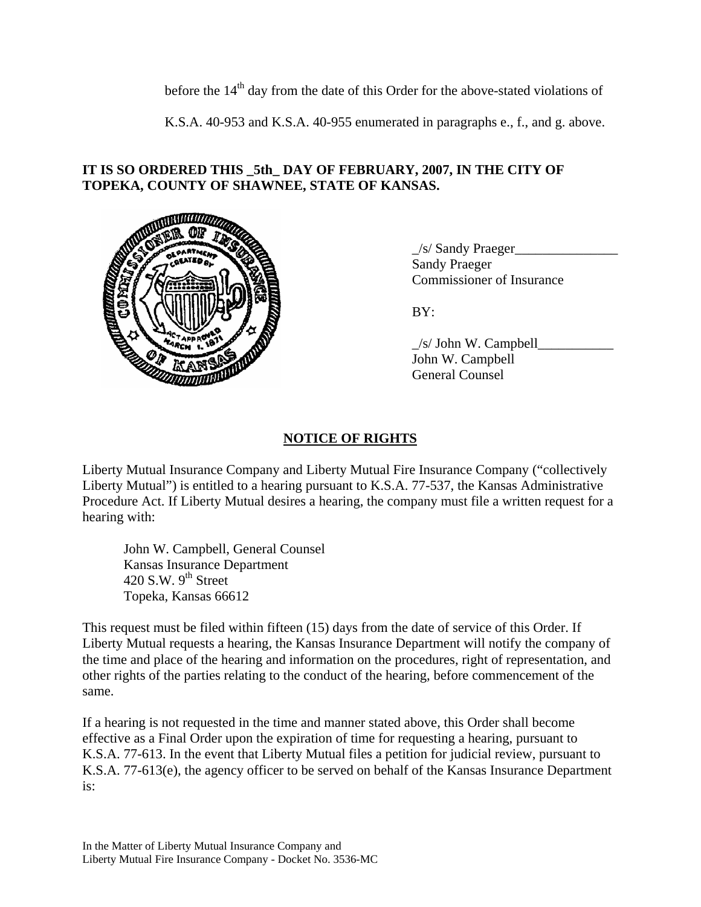before the 14th day from the date of this Order for the above-stated violations of K.S.A. 40-953 and K.S.A. 40-955 enumerated in paragraphs e., f., and g. above.

**IT IS SO ORDERED THIS _5th_ DAY OF FEBRUARY, 2007, IN THE CITY OF TOPEKA, COUNTY OF SHAWNEE, STATE OF KANSAS.**

_/s/ Sandy Praeger_______________
Sandy Praeger
Commissioner of Insurance

BY:

_/s/ John W. Campbell___________
John W. Campbell
General Counsel

## NOTICE OF RIGHTS

Liberty Mutual Insurance Company and Liberty Mutual Fire Insurance Company ("collectively Liberty Mutual") is entitled to a hearing pursuant to K.S.A. 77-537, the Kansas Administrative Procedure Act. If Liberty Mutual desires a hearing, the company must file a written request for a hearing with:

John W. Campbell, General Counsel
Kansas Insurance Department
420 S.W. 9th Street
Topeka, Kansas 66612

This request must be filed within fifteen (15) days from the date of service of this Order. If Liberty Mutual requests a hearing, the Kansas Insurance Department will notify the company of the time and place of the hearing and information on the procedures, right of representation, and other rights of the parties relating to the conduct of the hearing, before commencement of the same.

If a hearing is not requested in the time and manner stated above, this Order shall become effective as a Final Order upon the expiration of time for requesting a hearing, pursuant to K.S.A. 77-613. In the event that Liberty Mutual files a petition for judicial review, pursuant to K.S.A. 77-613(e), the agency officer to be served on behalf of the Kansas Insurance Department is: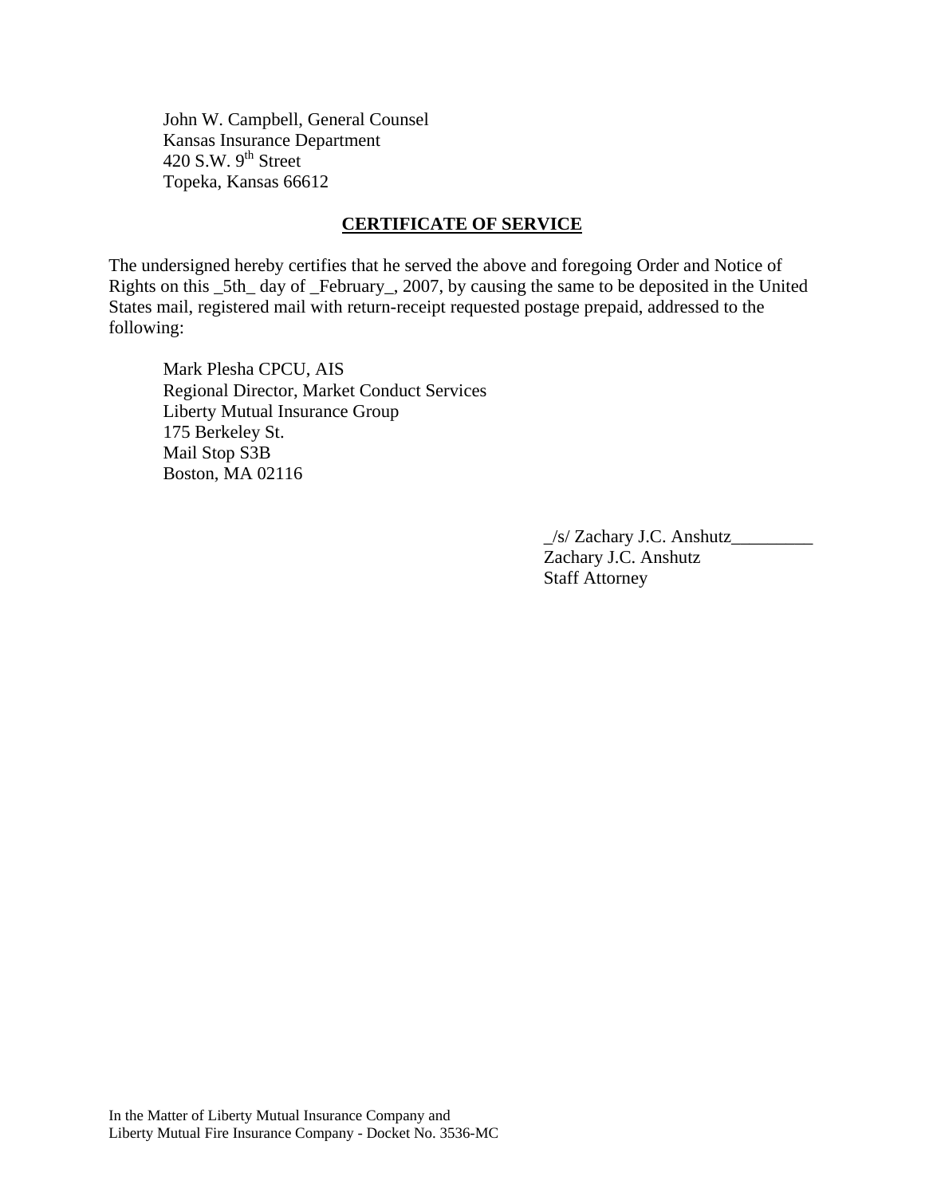John W. Campbell, General Counsel
Kansas Insurance Department
420 S.W. 9th Street
Topeka, Kansas 66612

## CERTIFICATE OF SERVICE

The undersigned hereby certifies that he served the above and foregoing Order and Notice of Rights on this _5th_ day of _February_, 2007, by causing the same to be deposited in the United States mail, registered mail with return-receipt requested postage prepaid, addressed to the following:

Mark Plesha CPCU, AIS
Regional Director, Market Conduct Services
Liberty Mutual Insurance Group
175 Berkeley St.
Mail Stop S3B
Boston, MA 02116

_/s/ Zachary J.C. Anshutz_________
Zachary J.C. Anshutz
Staff Attorney

In the Matter of Liberty Mutual Insurance Company and
Liberty Mutual Fire Insurance Company - Docket No. 3536-MC